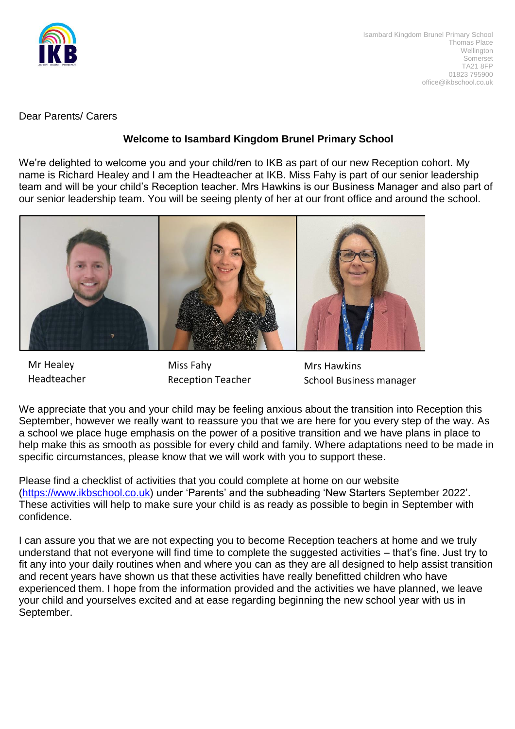Isambard Kingdom Brunel Primary School
Thomas Place
Wellington
Somerset
TA21 8FP
01823 795900
office@ikbschool.co.uk

Dear Parents/ Carers

**Welcome to Isambard Kingdom Brunel Primary School**

We're delighted to welcome you and your child/ren to IKB as part of our new Reception cohort. My name is Richard Healey and I am the Headteacher at IKB. Miss Fahy is part of our senior leadership team and will be your child's Reception teacher. Mrs Hawkins is our Business Manager and also part of our senior leadership team. You will be seeing plenty of her at our front office and around the school.

| Mr Healey | Miss Fahy | Mrs Hawkins |
|---|---|---|
| Headteacher | Reception Teacher | School Business manager |

We appreciate that you and your child may be feeling anxious about the transition into Reception this September, however we really want to reassure you that we are here for you every step of the way. As a school we place huge emphasis on the power of a positive transition and we have plans in place to help make this as smooth as possible for every child and family. Where adaptations need to be made in specific circumstances, please know that we will work with you to support these.

Please find a checklist of activities that you could complete at home on our website (https://www.ikbschool.co.uk) under 'Parents' and the subheading 'New Starters September 2022'. These activities will help to make sure your child is as ready as possible to begin in September with confidence.

I can assure you that we are not expecting you to become Reception teachers at home and we truly understand that not everyone will find time to complete the suggested activities – that's fine. Just try to fit any into your daily routines when and where you can as they are all designed to help assist transition and recent years have shown us that these activities have really benefitted children who have experienced them. I hope from the information provided and the activities we have planned, we leave your child and yourselves excited and at ease regarding beginning the new school year with us in September.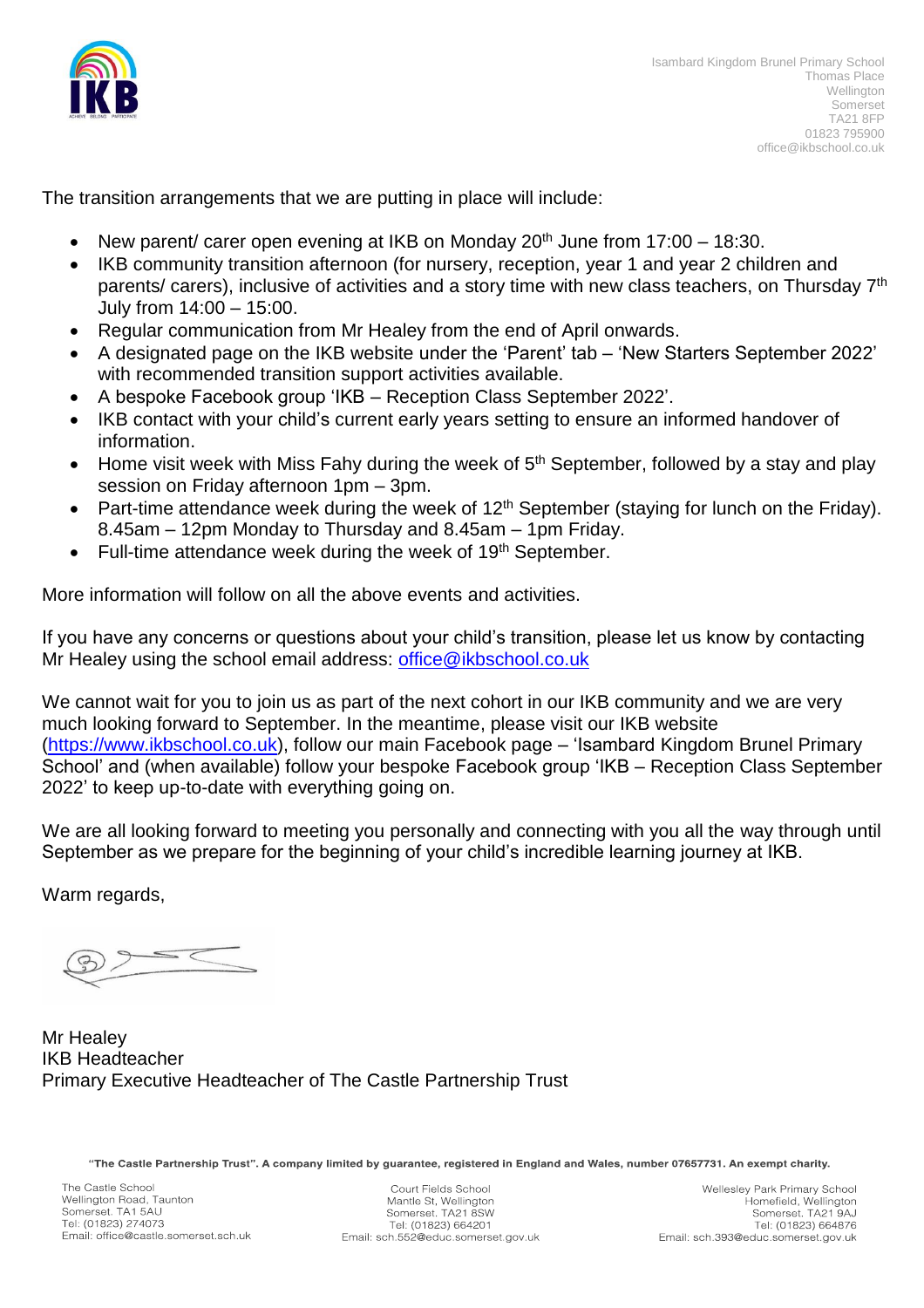The transition arrangements that we are putting in place will include:

- New parent/ carer open evening at IKB on Monday 20th June from 17:00 – 18:30.
- IKB community transition afternoon (for nursery, reception, year 1 and year 2 children and parents/ carers), inclusive of activities and a story time with new class teachers, on Thursday 7th July from 14:00 – 15:00.
- Regular communication from Mr Healey from the end of April onwards.
- A designated page on the IKB website under the 'Parent' tab – 'New Starters September 2022' with recommended transition support activities available.
- A bespoke Facebook group 'IKB – Reception Class September 2022'.
- IKB contact with your child's current early years setting to ensure an informed handover of information.
- Home visit week with Miss Fahy during the week of 5th September, followed by a stay and play session on Friday afternoon 1pm – 3pm.
- Part-time attendance week during the week of 12th September (staying for lunch on the Friday). 8.45am – 12pm Monday to Thursday and 8.45am – 1pm Friday.
- Full-time attendance week during the week of 19th September.

More information will follow on all the above events and activities.

If you have any concerns or questions about your child's transition, please let us know by contacting Mr Healey using the school email address: office@ikbschool.co.uk

We cannot wait for you to join us as part of the next cohort in our IKB community and we are very much looking forward to September. In the meantime, please visit our IKB website (https://www.ikbschool.co.uk), follow our main Facebook page – 'Isambard Kingdom Brunel Primary School' and (when available) follow your bespoke Facebook group 'IKB – Reception Class September 2022' to keep up-to-date with everything going on.

We are all looking forward to meeting you personally and connecting with you all the way through until September as we prepare for the beginning of your child's incredible learning journey at IKB.

Warm regards,

Mr Healey
IKB Headteacher
Primary Executive Headteacher of The Castle Partnership Trust